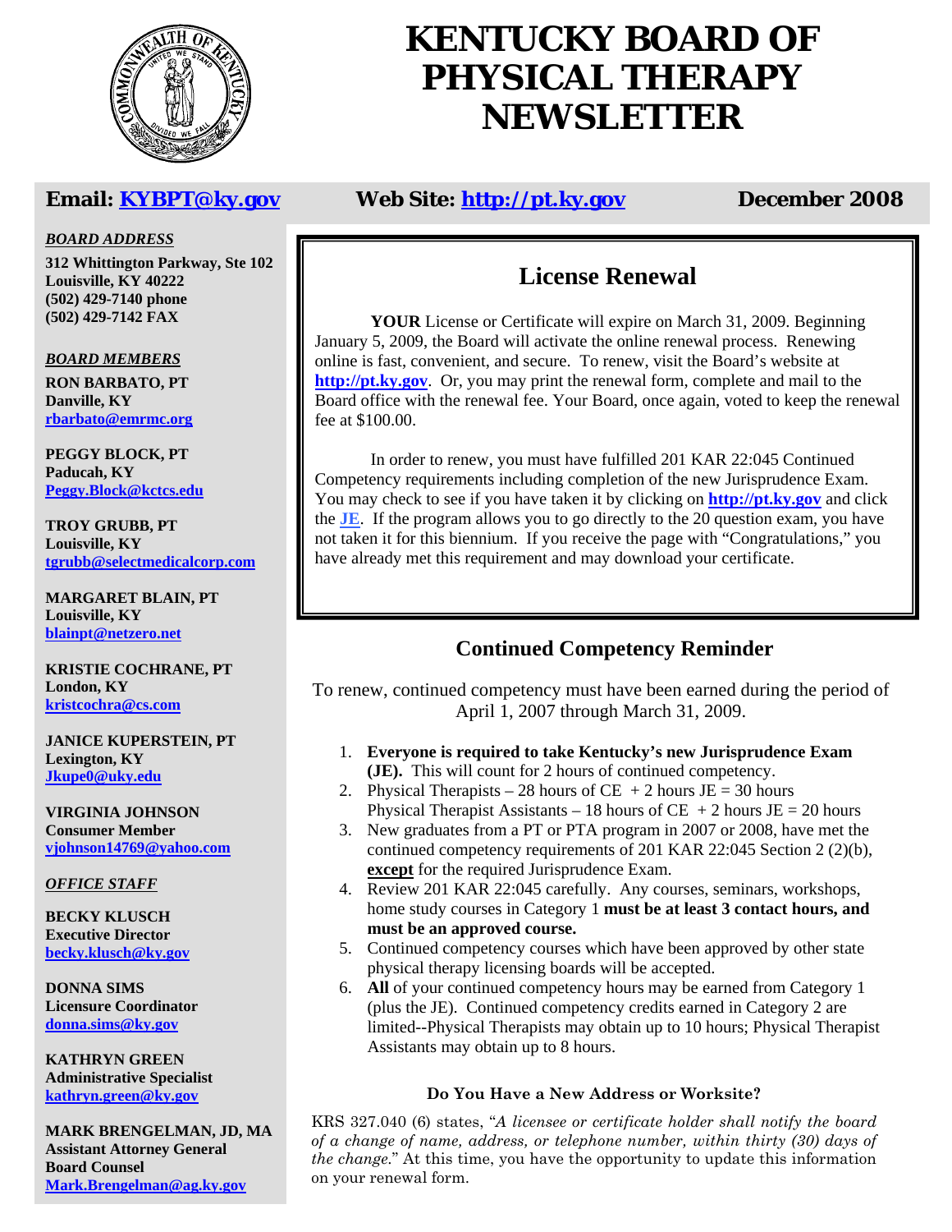# KENTUCKY BOARD OF PHYSICAL THERAPY NEWSLETTER

**Email: KYBPT@ky.gov** **Web Site: http://pt.ky.gov** **December 2008**

***BOARD ADDRESS***

**312 Whittington Parkway, Ste 102**
**Louisville, KY 40222**
**(502) 429-7140 phone**
**(502) 429-7142 FAX**

***BOARD MEMBERS***

**RON BARBATO, PT**
**Danville, KY**
**rbarbato@emrmc.org**

**PEGGY BLOCK, PT**
**Paducah, KY**
**Peggy.Block@kctcs.edu**

**TROY GRUBB, PT**
**Louisville, KY**
**tgrubb@selectmedicalcorp.com**

**MARGARET BLAIN, PT**
**Louisville, KY**
**blainpt@netzero.net**

**KRISTIE COCHRANE, PT**
**London, KY**
**kristcochra@cs.com**

**JANICE KUPERSTEIN, PT**
**Lexington, KY**
**Jkupe0@uky.edu**

**VIRGINIA JOHNSON**
**Consumer Member**
**vjohnson14769@yahoo.com**

***OFFICE STAFF***

**BECKY KLUSCH**
**Executive Director**
**becky.klusch@ky.gov**

**DONNA SIMS**
**Licensure Coordinator**
**donna.sims@ky.gov**

**KATHRYN GREEN**
**Administrative Specialist**
**kathryn.green@ky.gov**

**MARK BRENGELMAN, JD, MA**
**Assistant Attorney General**
**Board Counsel**
**Mark.Brengelman@ag.ky.gov**

## License Renewal

**YOUR** License or Certificate will expire on March 31, 2009. Beginning January 5, 2009, the Board will activate the online renewal process. Renewing online is fast, convenient, and secure. To renew, visit the Board's website at **http://pt.ky.gov**. Or, you may print the renewal form, complete and mail to the Board office with the renewal fee. Your Board, once again, voted to keep the renewal fee at $100.00.

In order to renew, you must have fulfilled 201 KAR 22:045 Continued Competency requirements including completion of the new Jurisprudence Exam. You may check to see if you have taken it by clicking on **http://pt.ky.gov** and click the **JE**. If the program allows you to go directly to the 20 question exam, you have not taken it for this biennium. If you receive the page with "Congratulations," you have already met this requirement and may download your certificate.

## Continued Competency Reminder

To renew, continued competency must have been earned during the period of April 1, 2007 through March 31, 2009.

1. **Everyone is required to take Kentucky's new Jurisprudence Exam (JE).** This will count for 2 hours of continued competency.
2. Physical Therapists – 28 hours of CE + 2 hours JE = 30 hours
   Physical Therapist Assistants – 18 hours of CE + 2 hours JE = 20 hours
3. New graduates from a PT or PTA program in 2007 or 2008, have met the continued competency requirements of 201 KAR 22:045 Section 2 (2)(b), **except** for the required Jurisprudence Exam.
4. Review 201 KAR 22:045 carefully. Any courses, seminars, workshops, home study courses in Category 1 **must be at least 3 contact hours, and must be an approved course.**
5. Continued competency courses which have been approved by other state physical therapy licensing boards will be accepted.
6. **All** of your continued competency hours may be earned from Category 1 (plus the JE). Continued competency credits earned in Category 2 are limited--Physical Therapists may obtain up to 10 hours; Physical Therapist Assistants may obtain up to 8 hours.

### Do You Have a New Address or Worksite?

KRS 327.040 (6) states, "*A licensee or certificate holder shall notify the board of a change of name, address, or telephone number, within thirty (30) days of the change.*" At this time, you have the opportunity to update this information on your renewal form.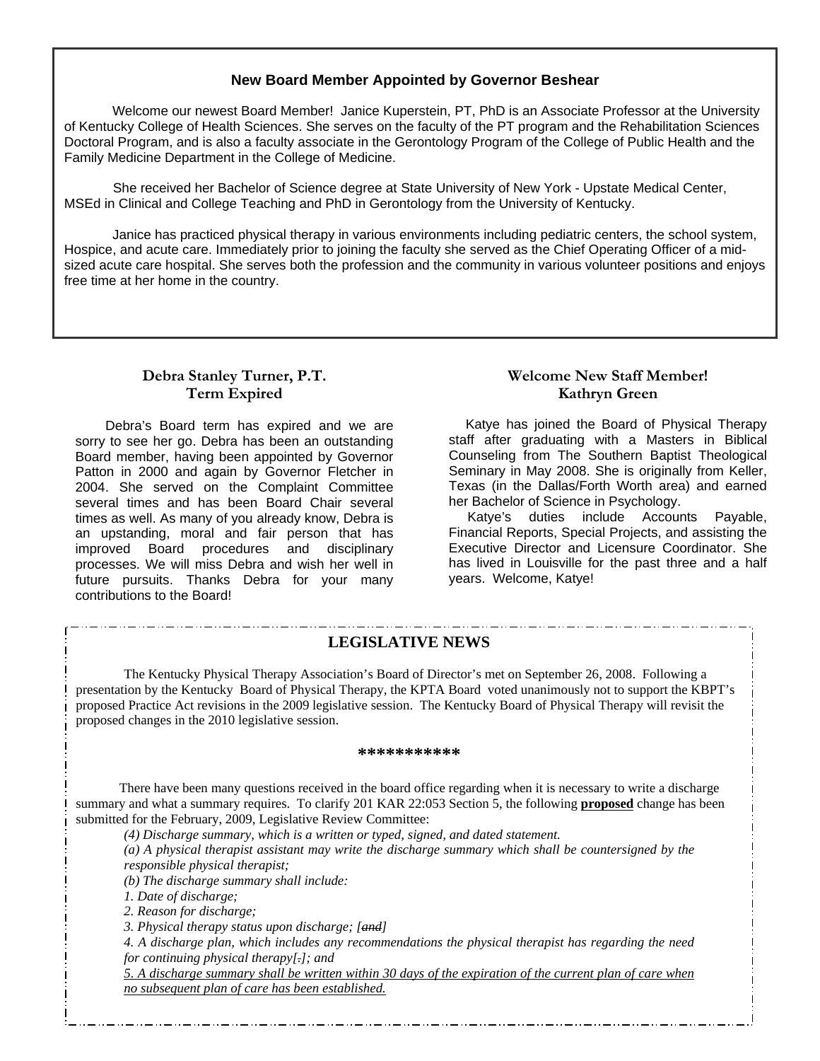## New Board Member Appointed by Governor Beshear

Welcome our newest Board Member! Janice Kuperstein, PT, PhD is an Associate Professor at the University of Kentucky College of Health Sciences. She serves on the faculty of the PT program and the Rehabilitation Sciences Doctoral Program, and is also a faculty associate in the Gerontology Program of the College of Public Health and the Family Medicine Department in the College of Medicine.

She received her Bachelor of Science degree at State University of New York - Upstate Medical Center, MSEd in Clinical and College Teaching and PhD in Gerontology from the University of Kentucky.

Janice has practiced physical therapy in various environments including pediatric centers, the school system, Hospice, and acute care. Immediately prior to joining the faculty she served as the Chief Operating Officer of a mid-sized acute care hospital. She serves both the profession and the community in various volunteer positions and enjoys free time at her home in the country.

## Debra Stanley Turner, P.T.
## Term Expired

Debra's Board term has expired and we are sorry to see her go. Debra has been an outstanding Board member, having been appointed by Governor Patton in 2000 and again by Governor Fletcher in 2004. She served on the Complaint Committee several times and has been Board Chair several times as well. As many of you already know, Debra is an upstanding, moral and fair person that has improved Board procedures and disciplinary processes. We will miss Debra and wish her well in future pursuits. Thanks Debra for your many contributions to the Board!

## Welcome New Staff Member!
## Kathryn Green

Katye has joined the Board of Physical Therapy staff after graduating with a Masters in Biblical Counseling from The Southern Baptist Theological Seminary in May 2008. She is originally from Keller, Texas (in the Dallas/Forth Worth area) and earned her Bachelor of Science in Psychology.

Katye's duties include Accounts Payable, Financial Reports, Special Projects, and assisting the Executive Director and Licensure Coordinator. She has lived in Louisville for the past three and a half years. Welcome, Katye!

## LEGISLATIVE NEWS

The Kentucky Physical Therapy Association's Board of Director's met on September 26, 2008. Following a presentation by the Kentucky Board of Physical Therapy, the KPTA Board voted unanimously not to support the KBPT's proposed Practice Act revisions in the 2009 legislative session. The Kentucky Board of Physical Therapy will revisit the proposed changes in the 2010 legislative session.

***********

There have been many questions received in the board office regarding when it is necessary to write a discharge summary and what a summary requires. To clarify 201 KAR 22:053 Section 5, the following **proposed** change has been submitted for the February, 2009, Legislative Review Committee:

*(4) Discharge summary, which is a written or typed, signed, and dated statement.*

*(a) A physical therapist assistant may write the discharge summary which shall be countersigned by the responsible physical therapist;*

*(b) The discharge summary shall include:*

*1. Date of discharge;*

*2. Reason for discharge;*

*3. Physical therapy status upon discharge; [~~and~~]*

*4. A discharge plan, which includes any recommendations the physical therapist has regarding the need for continuing physical therapy[~~.~~]; and*

<u>*5. A discharge summary shall be written within 30 days of the expiration of the current plan of care when no subsequent plan of care has been established.*</u>